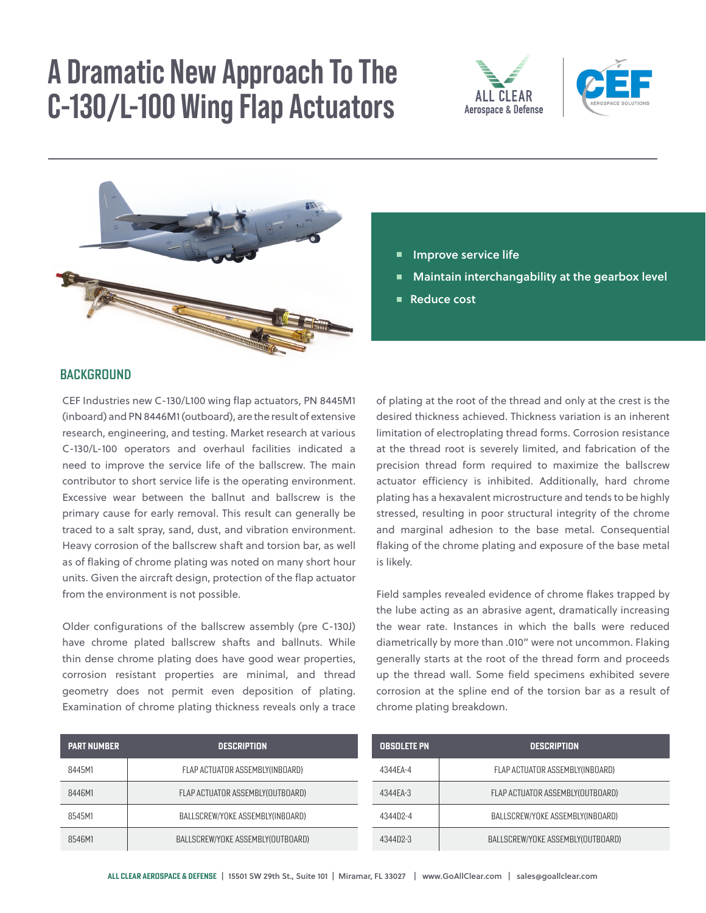# A Dramatic New Approach To The C-130/L-100 Wing Flap Actuators

ALL CLEAR Aerospace & Defense

CEF AEROSPACE SOLUTIONS

- Improve service life
- Maintain interchangability at the gearbox level
- Reduce cost

## BACKGROUND

CEF Industries new C-130/L100 wing flap actuators, PN 8445M1 (inboard) and PN 8446M1 (outboard), are the result of extensive research, engineering, and testing. Market research at various C-130/L-100 operators and overhaul facilities indicated a need to improve the service life of the ballscrew. The main contributor to short service life is the operating environment. Excessive wear between the ballnut and ballscrew is the primary cause for early removal. This result can generally be traced to a salt spray, sand, dust, and vibration environment. Heavy corrosion of the ballscrew shaft and torsion bar, as well as of flaking of chrome plating was noted on many short hour units. Given the aircraft design, protection of the flap actuator from the environment is not possible.

Older configurations of the ballscrew assembly (pre C-130J) have chrome plated ballscrew shafts and ballnuts. While thin dense chrome plating does have good wear properties, corrosion resistant properties are minimal, and thread geometry does not permit even deposition of plating. Examination of chrome plating thickness reveals only a trace of plating at the root of the thread and only at the crest is the desired thickness achieved. Thickness variation is an inherent limitation of electroplating thread forms. Corrosion resistance at the thread root is severely limited, and fabrication of the precision thread form required to maximize the ballscrew actuator efficiency is inhibited. Additionally, hard chrome plating has a hexavalent microstructure and tends to be highly stressed, resulting in poor structural integrity of the chrome and marginal adhesion to the base metal. Consequential flaking of the chrome plating and exposure of the base metal is likely.

Field samples revealed evidence of chrome flakes trapped by the lube acting as an abrasive agent, dramatically increasing the wear rate. Instances in which the balls were reduced diametrically by more than .010" were not uncommon. Flaking generally starts at the root of the thread form and proceeds up the thread wall. Some field specimens exhibited severe corrosion at the spline end of the torsion bar as a result of chrome plating breakdown.

| PART NUMBER | DESCRIPTION |
|---|---|
| 8445M1 | FLAP ACTUATOR ASSEMBLY(INBOARD) |
| 8446M1 | FLAP ACTUATOR ASSEMBLY(OUTBOARD) |
| 8545M1 | BALLSCREW/YOKE ASSEMBLY(INBOARD) |
| 8546M1 | BALLSCREW/YOKE ASSEMBLY(OUTBOARD) |

| OBSOLETE PN | DESCRIPTION |
|---|---|
| 4344EA-4 | FLAP ACTUATOR ASSEMBLY(INBOARD) |
| 4344EA-3 | FLAP ACTUATOR ASSEMBLY(OUTBOARD) |
| 4344D2-4 | BALLSCREW/YOKE ASSEMBLY(INBOARD) |
| 4344D2-3 | BALLSCREW/YOKE ASSEMBLY(OUTBOARD) |

**ALL CLEAR AEROSPACE & DEFENSE** | 15501 SW 29th St., Suite 101 | Miramar, FL 33027 | www.GoAllClear.com | sales@goallclear.com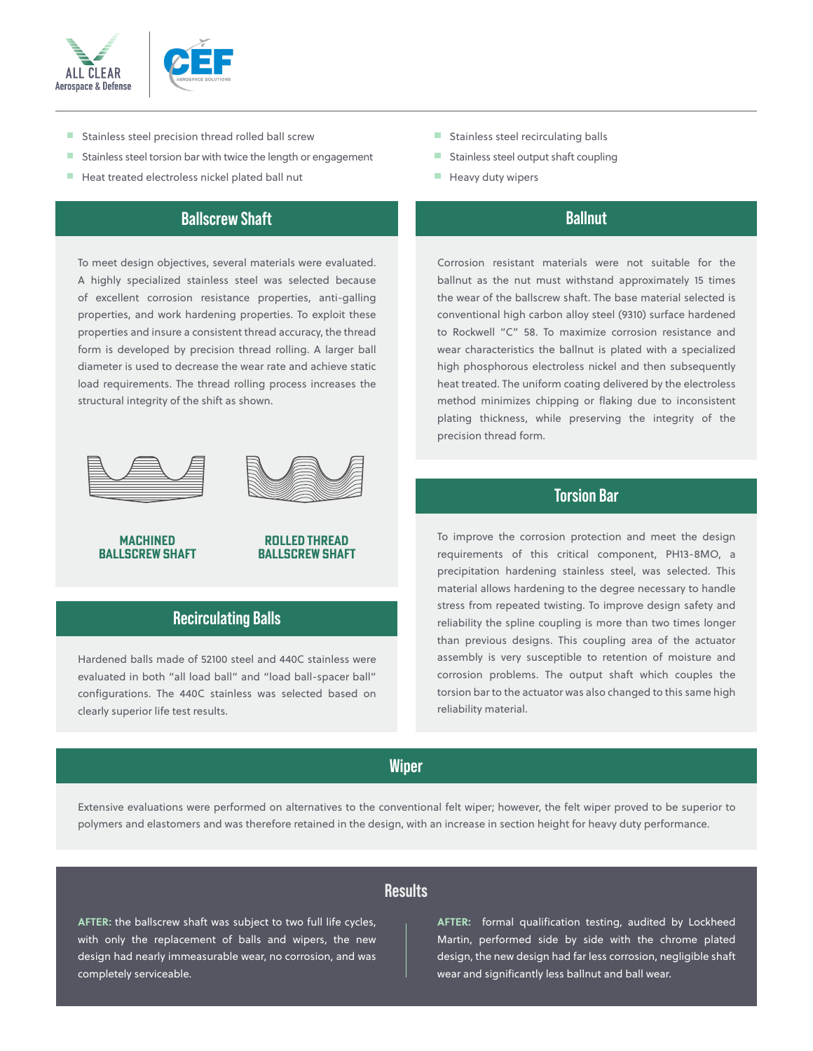- Stainless steel precision thread rolled ball screw
- Stainless steel torsion bar with twice the length or engagement
- Heat treated electroless nickel plated ball nut
- Stainless steel recirculating balls
- Stainless steel output shaft coupling
- Heavy duty wipers

## Ballscrew Shaft

To meet design objectives, several materials were evaluated. A highly specialized stainless steel was selected because of excellent corrosion resistance properties, anti-galling properties, and work hardening properties. To exploit these properties and insure a consistent thread accuracy, the thread form is developed by precision thread rolling. A larger ball diameter is used to decrease the wear rate and achieve static load requirements. The thread rolling process increases the structural integrity of the shift as shown.

MACHINED BALLSCREW SHAFT

ROLLED THREAD BALLSCREW SHAFT

## Recirculating Balls

Hardened balls made of 52100 steel and 440C stainless were evaluated in both "all load ball" and "load ball-spacer ball" configurations. The 440C stainless was selected based on clearly superior life test results.

## Ballnut

Corrosion resistant materials were not suitable for the ballnut as the nut must withstand approximately 15 times the wear of the ballscrew shaft. The base material selected is conventional high carbon alloy steel (9310) surface hardened to Rockwell "C" 58. To maximize corrosion resistance and wear characteristics the ballnut is plated with a specialized high phosphorous electroless nickel and then subsequently heat treated. The uniform coating delivered by the electroless method minimizes chipping or flaking due to inconsistent plating thickness, while preserving the integrity of the precision thread form.

## Torsion Bar

To improve the corrosion protection and meet the design requirements of this critical component, PH13-8MO, a precipitation hardening stainless steel, was selected. This material allows hardening to the degree necessary to handle stress from repeated twisting. To improve design safety and reliability the spline coupling is more than two times longer than previous designs. This coupling area of the actuator assembly is very susceptible to retention of moisture and corrosion problems. The output shaft which couples the torsion bar to the actuator was also changed to this same high reliability material.

## Wiper

Extensive evaluations were performed on alternatives to the conventional felt wiper; however, the felt wiper proved to be superior to polymers and elastomers and was therefore retained in the design, with an increase in section height for heavy duty performance.

## Results

**AFTER:** the ballscrew shaft was subject to two full life cycles, with only the replacement of balls and wipers, the new design had nearly immeasurable wear, no corrosion, and was completely serviceable.

**AFTER:** formal qualification testing, audited by Lockheed Martin, performed side by side with the chrome plated design, the new design had far less corrosion, negligible shaft wear and significantly less ballnut and ball wear.